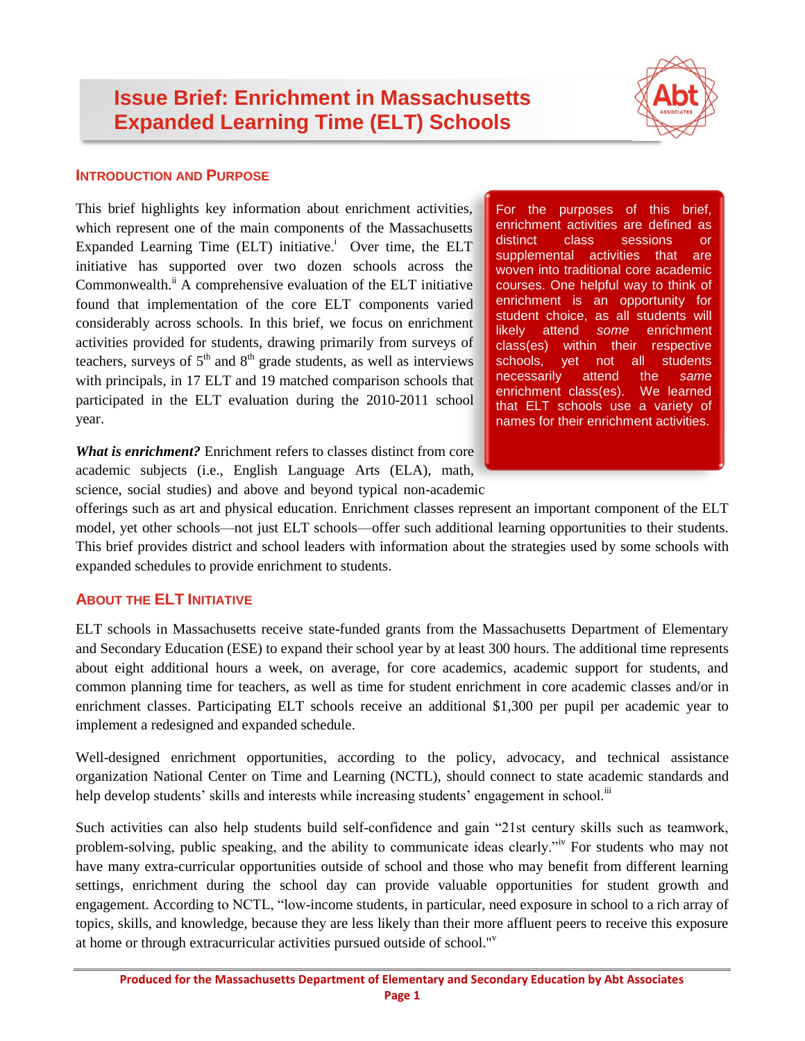# Issue Brief: Enrichment in Massachusetts Expanded Learning Time (ELT) Schools

## Introduction and Purpose

This brief highlights key information about enrichment activities, which represent one of the main components of the Massachusetts Expanded Learning Time (ELT) initiative.[i] Over time, the ELT initiative has supported over two dozen schools across the Commonwealth.[ii] A comprehensive evaluation of the ELT initiative found that implementation of the core ELT components varied considerably across schools. In this brief, we focus on enrichment activities provided for students, drawing primarily from surveys of teachers, surveys of 5th and 8th grade students, as well as interviews with principals, in 17 ELT and 19 matched comparison schools that participated in the ELT evaluation during the 2010-2011 school year.

> For the purposes of this brief, enrichment activities are defined as distinct class sessions or supplemental activities that are woven into traditional core academic courses. One helpful way to think of enrichment is an opportunity for student choice, as all students will likely attend *some* enrichment class(es) within their respective schools, yet not all students necessarily attend the *same* enrichment class(es). We learned that ELT schools use a variety of names for their enrichment activities.

***What is enrichment?*** Enrichment refers to classes distinct from core academic subjects (i.e., English Language Arts (ELA), math, science, social studies) and above and beyond typical non-academic offerings such as art and physical education. Enrichment classes represent an important component of the ELT model, yet other schools—not just ELT schools—offer such additional learning opportunities to their students. This brief provides district and school leaders with information about the strategies used by some schools with expanded schedules to provide enrichment to students.

## About the ELT Initiative

ELT schools in Massachusetts receive state-funded grants from the Massachusetts Department of Elementary and Secondary Education (ESE) to expand their school year by at least 300 hours. The additional time represents about eight additional hours a week, on average, for core academics, academic support for students, and common planning time for teachers, as well as time for student enrichment in core academic classes and/or in enrichment classes. Participating ELT schools receive an additional $1,300 per pupil per academic year to implement a redesigned and expanded schedule.

Well-designed enrichment opportunities, according to the policy, advocacy, and technical assistance organization National Center on Time and Learning (NCTL), should connect to state academic standards and help develop students' skills and interests while increasing students' engagement in school.[iii]

Such activities can also help students build self-confidence and gain "21st century skills such as teamwork, problem-solving, public speaking, and the ability to communicate ideas clearly."[iv] For students who may not have many extra-curricular opportunities outside of school and those who may benefit from different learning settings, enrichment during the school day can provide valuable opportunities for student growth and engagement. According to NCTL, "low-income students, in particular, need exposure in school to a rich array of topics, skills, and knowledge, because they are less likely than their more affluent peers to receive this exposure at home or through extracurricular activities pursued outside of school."[v]

**Produced for the Massachusetts Department of Elementary and Secondary Education by Abt Associates**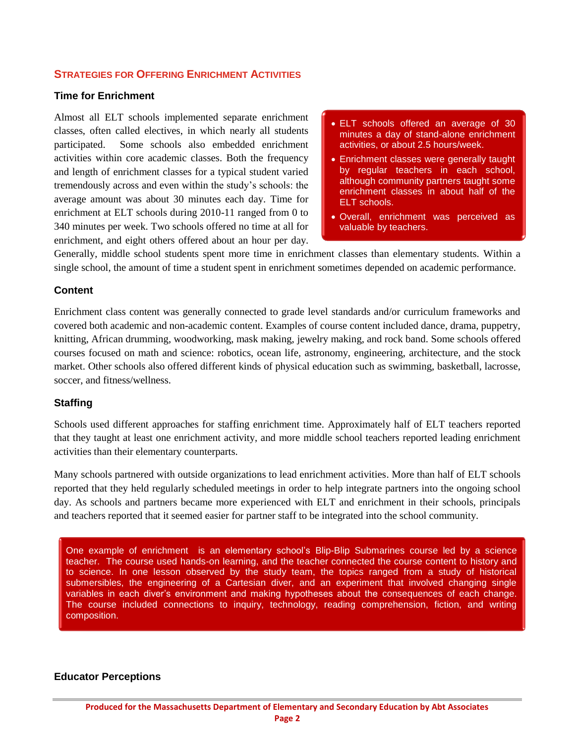## Strategies for Offering Enrichment Activities

### Time for Enrichment

Almost all ELT schools implemented separate enrichment classes, often called electives, in which nearly all students participated. Some schools also embedded enrichment activities within core academic classes. Both the frequency and length of enrichment classes for a typical student varied tremendously across and even within the study's schools: the average amount was about 30 minutes each day. Time for enrichment at ELT schools during 2010-11 ranged from 0 to 340 minutes per week. Two schools offered no time at all for enrichment, and eight others offered about an hour per day. Generally, middle school students spent more time in enrichment classes than elementary students. Within a single school, the amount of time a student spent in enrichment sometimes depended on academic performance.

- ELT schools offered an average of 30 minutes a day of stand-alone enrichment activities, or about 2.5 hours/week.
- Enrichment classes were generally taught by regular teachers in each school, although community partners taught some enrichment classes in about half of the ELT schools.
- Overall, enrichment was perceived as valuable by teachers.

### Content

Enrichment class content was generally connected to grade level standards and/or curriculum frameworks and covered both academic and non-academic content. Examples of course content included dance, drama, puppetry, knitting, African drumming, woodworking, mask making, jewelry making, and rock band. Some schools offered courses focused on math and science: robotics, ocean life, astronomy, engineering, architecture, and the stock market. Other schools also offered different kinds of physical education such as swimming, basketball, lacrosse, soccer, and fitness/wellness.

### Staffing

Schools used different approaches for staffing enrichment time. Approximately half of ELT teachers reported that they taught at least one enrichment activity, and more middle school teachers reported leading enrichment activities than their elementary counterparts.

Many schools partnered with outside organizations to lead enrichment activities. More than half of ELT schools reported that they held regularly scheduled meetings in order to help integrate partners into the ongoing school day. As schools and partners became more experienced with ELT and enrichment in their schools, principals and teachers reported that it seemed easier for partner staff to be integrated into the school community.

> One example of enrichment is an elementary school's Blip-Blip Submarines course led by a science teacher. The course used hands-on learning, and the teacher connected the course content to history and to science. In one lesson observed by the study team, the topics ranged from a study of historical submersibles, the engineering of a Cartesian diver, and an experiment that involved changing single variables in each diver's environment and making hypotheses about the consequences of each change. The course included connections to inquiry, technology, reading comprehension, fiction, and writing composition.

### Educator Perceptions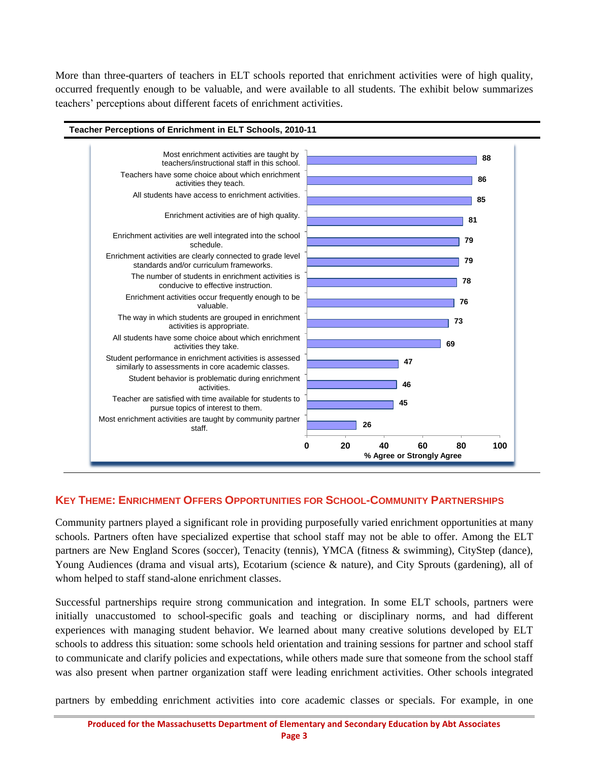More than three-quarters of teachers in ELT schools reported that enrichment activities were of high quality, occurred frequently enough to be valuable, and were available to all students. The exhibit below summarizes teachers' perceptions about different facets of enrichment activities.

**Teacher Perceptions of Enrichment in ELT Schools, 2010-11**

| Statement | % Agree or Strongly Agree |
| --- | --- |
| Most enrichment activities are taught by teachers/instructional staff in this school. | 88 |
| Teachers have some choice about which enrichment activities they teach. | 86 |
| All students have access to enrichment activities. | 85 |
| Enrichment activities are of high quality. | 81 |
| Enrichment activities are well integrated into the school schedule. | 79 |
| Enrichment activities are clearly connected to grade level standards and/or curriculum frameworks. | 79 |
| The number of students in enrichment activities is conducive to effective instruction. | 78 |
| Enrichment activities occur frequently enough to be valuable. | 76 |
| The way in which students are grouped in enrichment activities is appropriate. | 73 |
| All students have some choice about which enrichment activities they take. | 69 |
| Student performance in enrichment activities is assessed similarly to assessments in core academic classes. | 47 |
| Student behavior is problematic during enrichment activities. | 46 |
| Teacher are satisfied with time available for students to pursue topics of interest to them. | 45 |
| Most enrichment activities are taught by community partner staff. | 26 |

## Key Theme: Enrichment Offers Opportunities for School-Community Partnerships

Community partners played a significant role in providing purposefully varied enrichment opportunities at many schools. Partners often have specialized expertise that school staff may not be able to offer. Among the ELT partners are New England Scores (soccer), Tenacity (tennis), YMCA (fitness & swimming), CityStep (dance), Young Audiences (drama and visual arts), Ecotarium (science & nature), and City Sprouts (gardening), all of whom helped to staff stand-alone enrichment classes.

Successful partnerships require strong communication and integration. In some ELT schools, partners were initially unaccustomed to school-specific goals and teaching or disciplinary norms, and had different experiences with managing student behavior. We learned about many creative solutions developed by ELT schools to address this situation: some schools held orientation and training sessions for partner and school staff to communicate and clarify policies and expectations, while others made sure that someone from the school staff was also present when partner organization staff were leading enrichment activities. Other schools integrated partners by embedding enrichment activities into core academic classes or specials. For example, in one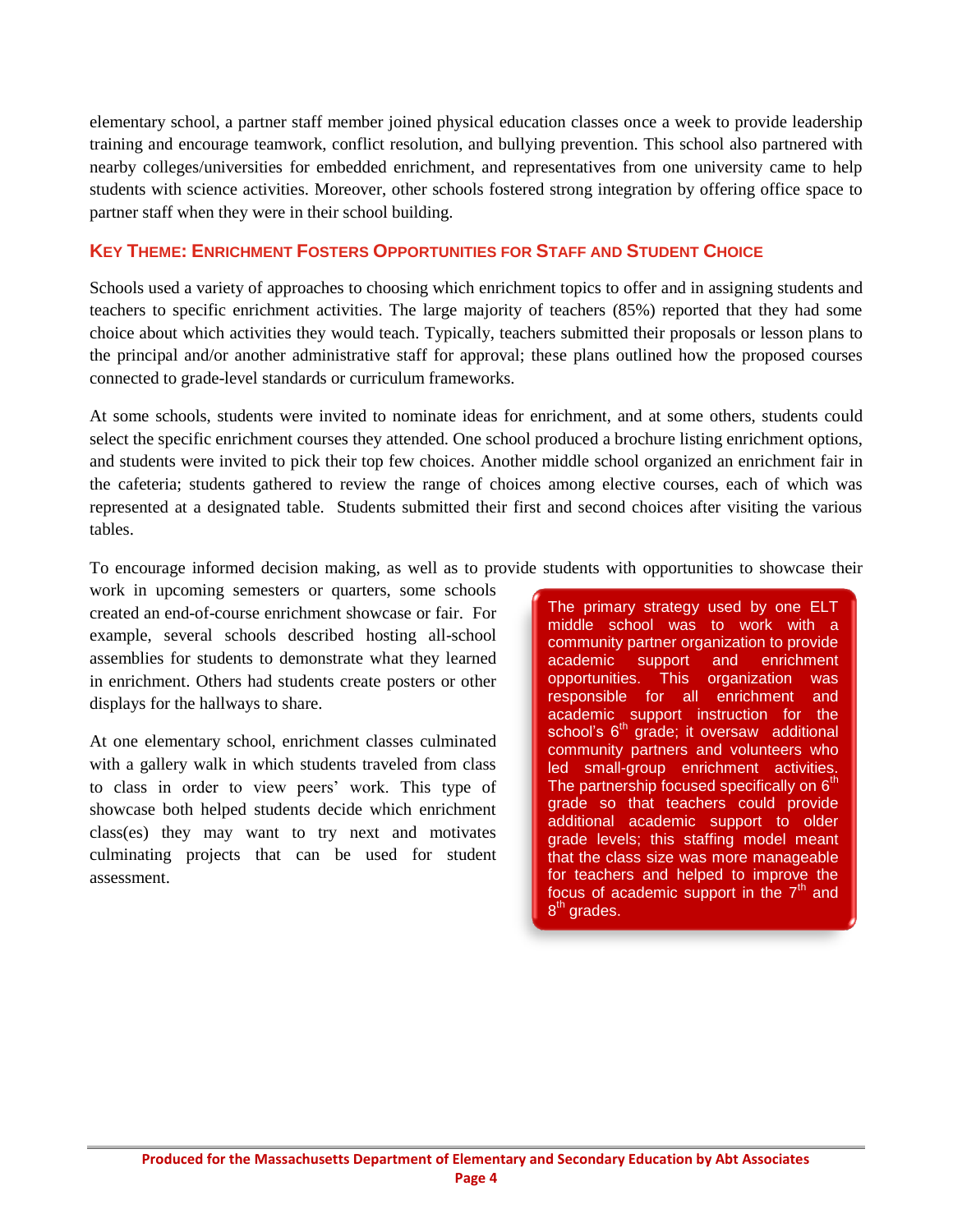elementary school, a partner staff member joined physical education classes once a week to provide leadership training and encourage teamwork, conflict resolution, and bullying prevention. This school also partnered with nearby colleges/universities for embedded enrichment, and representatives from one university came to help students with science activities. Moreover, other schools fostered strong integration by offering office space to partner staff when they were in their school building.

## KEY THEME: ENRICHMENT FOSTERS OPPORTUNITIES FOR STAFF AND STUDENT CHOICE

Schools used a variety of approaches to choosing which enrichment topics to offer and in assigning students and teachers to specific enrichment activities. The large majority of teachers (85%) reported that they had some choice about which activities they would teach. Typically, teachers submitted their proposals or lesson plans to the principal and/or another administrative staff for approval; these plans outlined how the proposed courses connected to grade-level standards or curriculum frameworks.

At some schools, students were invited to nominate ideas for enrichment, and at some others, students could select the specific enrichment courses they attended. One school produced a brochure listing enrichment options, and students were invited to pick their top few choices. Another middle school organized an enrichment fair in the cafeteria; students gathered to review the range of choices among elective courses, each of which was represented at a designated table. Students submitted their first and second choices after visiting the various tables.

To encourage informed decision making, as well as to provide students with opportunities to showcase their work in upcoming semesters or quarters, some schools created an end-of-course enrichment showcase or fair. For example, several schools described hosting all-school assemblies for students to demonstrate what they learned in enrichment. Others had students create posters or other displays for the hallways to share.

At one elementary school, enrichment classes culminated with a gallery walk in which students traveled from class to class in order to view peers' work. This type of showcase both helped students decide which enrichment class(es) they may want to try next and motivates culminating projects that can be used for student assessment.

> The primary strategy used by one ELT middle school was to work with a community partner organization to provide academic support and enrichment opportunities. This organization was responsible for all enrichment and academic support instruction for the school's 6th grade; it oversaw additional community partners and volunteers who led small-group enrichment activities. The partnership focused specifically on 6th grade so that teachers could provide additional academic support to older grade levels; this staffing model meant that the class size was more manageable for teachers and helped to improve the focus of academic support in the 7th and 8th grades.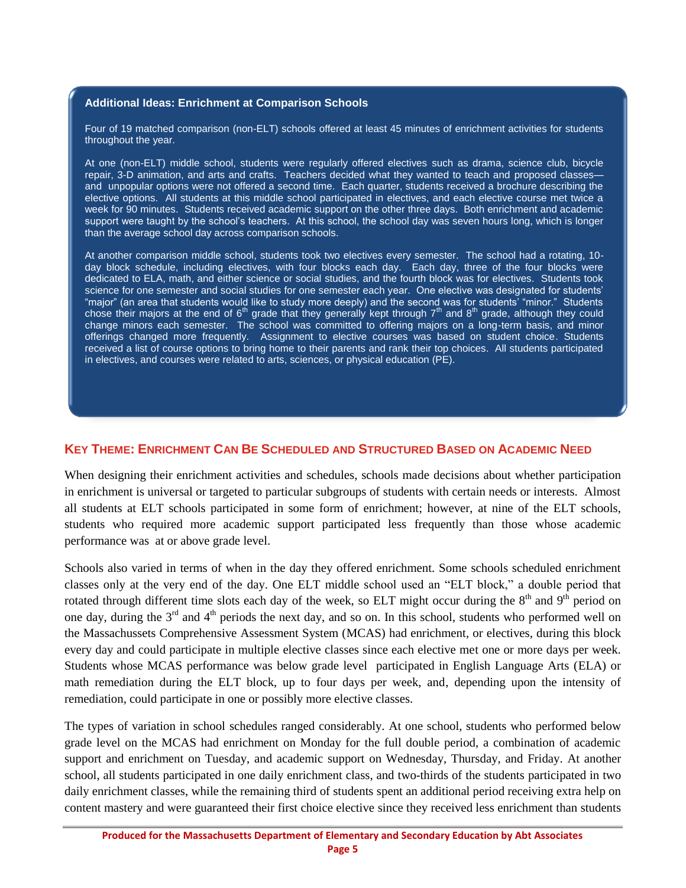### Additional Ideas: Enrichment at Comparison Schools

Four of 19 matched comparison (non-ELT) schools offered at least 45 minutes of enrichment activities for students throughout the year.

At one (non-ELT) middle school, students were regularly offered electives such as drama, science club, bicycle repair, 3-D animation, and arts and crafts. Teachers decided what they wanted to teach and proposed classes—and unpopular options were not offered a second time. Each quarter, students received a brochure describing the elective options. All students at this middle school participated in electives, and each elective course met twice a week for 90 minutes. Students received academic support on the other three days. Both enrichment and academic support were taught by the school's teachers. At this school, the school day was seven hours long, which is longer than the average school day across comparison schools.

At another comparison middle school, students took two electives every semester. The school had a rotating, 10-day block schedule, including electives, with four blocks each day. Each day, three of the four blocks were dedicated to ELA, math, and either science or social studies, and the fourth block was for electives. Students took science for one semester and social studies for one semester each year. One elective was designated for students' "major" (an area that students would like to study more deeply) and the second was for students' "minor." Students chose their majors at the end of 6th grade that they generally kept through 7th and 8th grade, although they could change minors each semester. The school was committed to offering majors on a long-term basis, and minor offerings changed more frequently. Assignment to elective courses was based on student choice. Students received a list of course options to bring home to their parents and rank their top choices. All students participated in electives, and courses were related to arts, sciences, or physical education (PE).

## KEY THEME: ENRICHMENT CAN BE SCHEDULED AND STRUCTURED BASED ON ACADEMIC NEED

When designing their enrichment activities and schedules, schools made decisions about whether participation in enrichment is universal or targeted to particular subgroups of students with certain needs or interests. Almost all students at ELT schools participated in some form of enrichment; however, at nine of the ELT schools, students who required more academic support participated less frequently than those whose academic performance was at or above grade level.

Schools also varied in terms of when in the day they offered enrichment. Some schools scheduled enrichment classes only at the very end of the day. One ELT middle school used an "ELT block," a double period that rotated through different time slots each day of the week, so ELT might occur during the 8th and 9th period on one day, during the 3rd and 4th periods the next day, and so on. In this school, students who performed well on the Massachussets Comprehensive Assessment System (MCAS) had enrichment, or electives, during this block every day and could participate in multiple elective classes since each elective met one or more days per week. Students whose MCAS performance was below grade level participated in English Language Arts (ELA) or math remediation during the ELT block, up to four days per week, and, depending upon the intensity of remediation, could participate in one or possibly more elective classes.

The types of variation in school schedules ranged considerably. At one school, students who performed below grade level on the MCAS had enrichment on Monday for the full double period, a combination of academic support and enrichment on Tuesday, and academic support on Wednesday, Thursday, and Friday. At another school, all students participated in one daily enrichment class, and two-thirds of the students participated in two daily enrichment classes, while the remaining third of students spent an additional period receiving extra help on content mastery and were guaranteed their first choice elective since they received less enrichment than students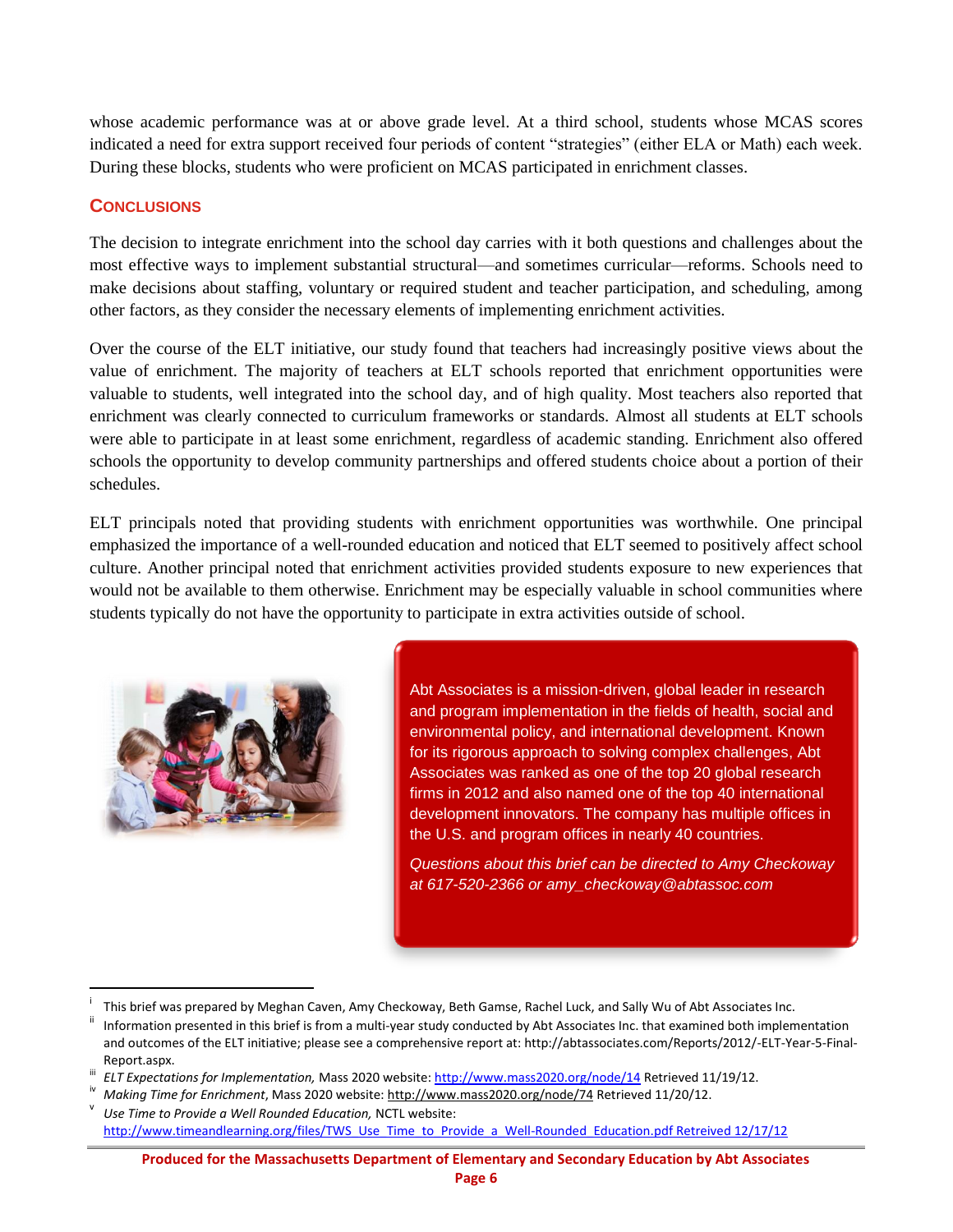whose academic performance was at or above grade level. At a third school, students whose MCAS scores indicated a need for extra support received four periods of content "strategies" (either ELA or Math) each week. During these blocks, students who were proficient on MCAS participated in enrichment classes.

## Conclusions

The decision to integrate enrichment into the school day carries with it both questions and challenges about the most effective ways to implement substantial structural—and sometimes curricular—reforms. Schools need to make decisions about staffing, voluntary or required student and teacher participation, and scheduling, among other factors, as they consider the necessary elements of implementing enrichment activities.

Over the course of the ELT initiative, our study found that teachers had increasingly positive views about the value of enrichment. The majority of teachers at ELT schools reported that enrichment opportunities were valuable to students, well integrated into the school day, and of high quality. Most teachers also reported that enrichment was clearly connected to curriculum frameworks or standards. Almost all students at ELT schools were able to participate in at least some enrichment, regardless of academic standing. Enrichment also offered schools the opportunity to develop community partnerships and offered students choice about a portion of their schedules.

ELT principals noted that providing students with enrichment opportunities was worthwhile. One principal emphasized the importance of a well-rounded education and noticed that ELT seemed to positively affect school culture. Another principal noted that enrichment activities provided students exposure to new experiences that would not be available to them otherwise. Enrichment may be especially valuable in school communities where students typically do not have the opportunity to participate in extra activities outside of school.

Abt Associates is a mission-driven, global leader in research and program implementation in the fields of health, social and environmental policy, and international development. Known for its rigorous approach to solving complex challenges, Abt Associates was ranked as one of the top 20 global research firms in 2012 and also named one of the top 40 international development innovators. The company has multiple offices in the U.S. and program offices in nearly 40 countries.

*Questions about this brief can be directed to Amy Checkoway at 617-520-2366 or amy_checkoway@abtassoc.com*

---

[i] This brief was prepared by Meghan Caven, Amy Checkoway, Beth Gamse, Rachel Luck, and Sally Wu of Abt Associates Inc.

[ii] Information presented in this brief is from a multi-year study conducted by Abt Associates Inc. that examined both implementation and outcomes of the ELT initiative; please see a comprehensive report at: http://abtassociates.com/Reports/2012/-ELT-Year-5-Final-Report.aspx.

[iii] *ELT Expectations for Implementation,* Mass 2020 website: http://www.mass2020.org/node/14 Retrieved 11/19/12.

[iv] *Making Time for Enrichment*, Mass 2020 website: http://www.mass2020.org/node/74 Retrieved 11/20/12.

[v] *Use Time to Provide a Well Rounded Education,* NCTL website: http://www.timeandlearning.org/files/TWS_Use_Time_to_Provide_a_Well-Rounded_Education.pdf Retrieved 12/17/12

**Produced for the Massachusetts Department of Elementary and Secondary Education by Abt Associates**